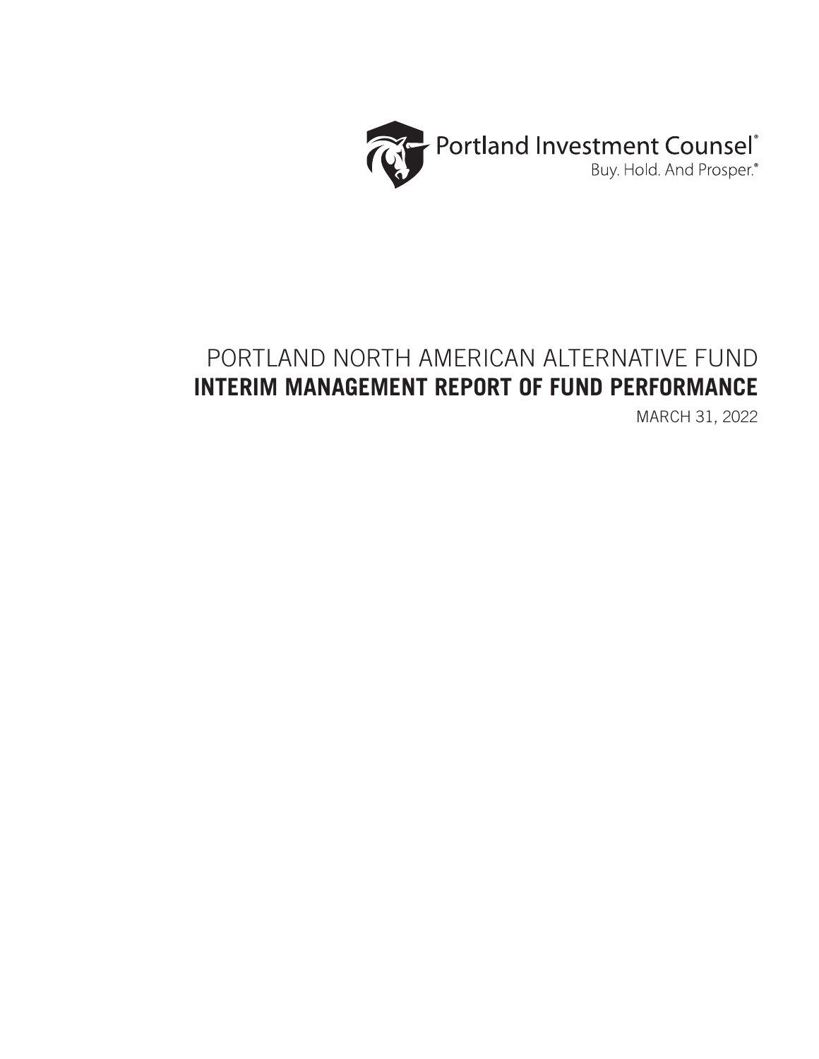Portland Investment Counsel®

Buy. Hold. And Prosper.®

# PORTLAND NORTH AMERICAN ALTERNATIVE FUND

# INTERIM MANAGEMENT REPORT OF FUND PERFORMANCE

MARCH 31, 2022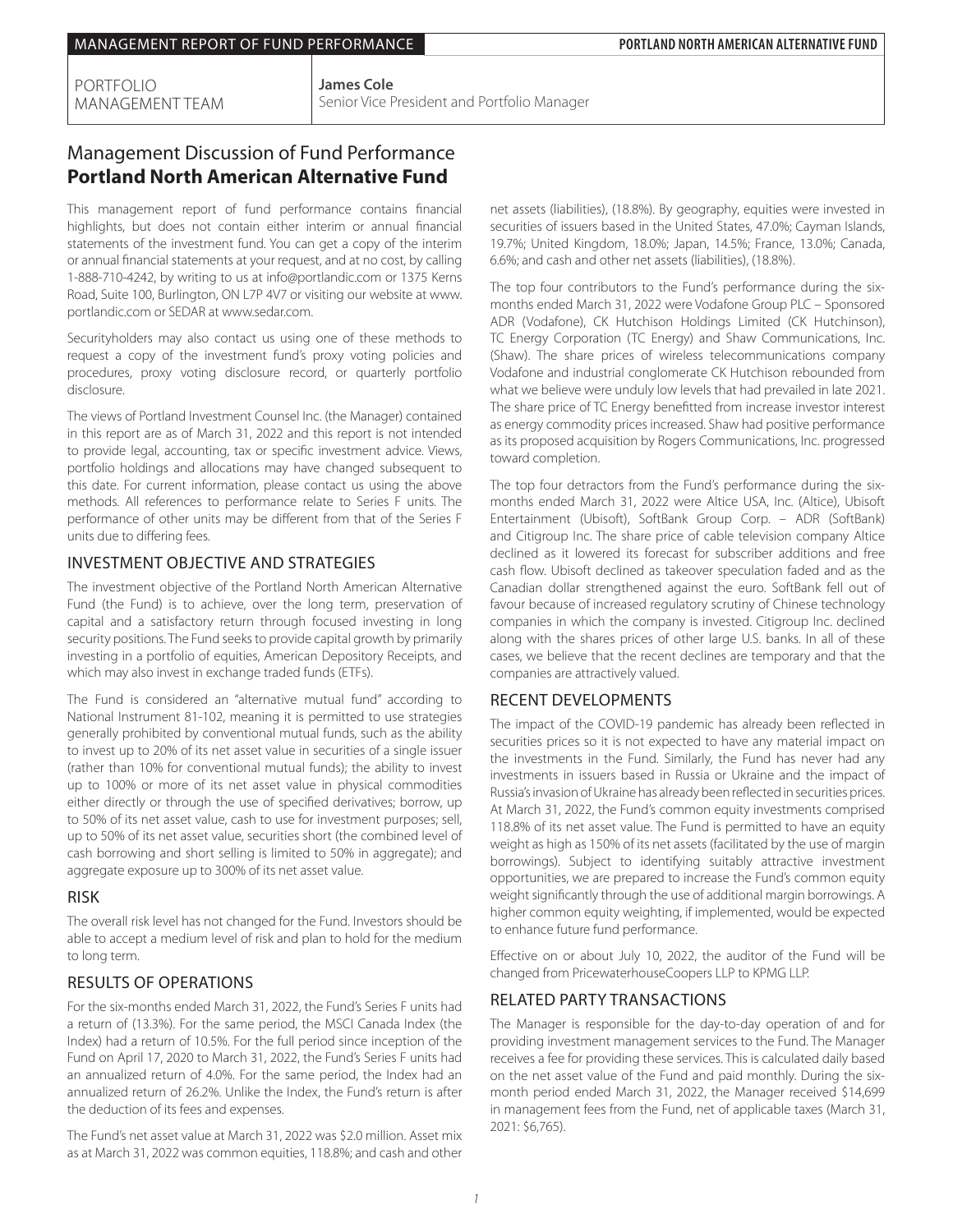PORTFOLIO MANAGEMENT TEAM

**James Cole**
Senior Vice President and Portfolio Manager

# Management Discussion of Fund Performance
# **Portland North American Alternative Fund**

This management report of fund performance contains financial highlights, but does not contain either interim or annual financial statements of the investment fund. You can get a copy of the interim or annual financial statements at your request, and at no cost, by calling 1-888-710-4242, by writing to us at info@portlandic.com or 1375 Kerns Road, Suite 100, Burlington, ON L7P 4V7 or visiting our website at www.portlandic.com or SEDAR at www.sedar.com.

Securityholders may also contact us using one of these methods to request a copy of the investment fund's proxy voting policies and procedures, proxy voting disclosure record, or quarterly portfolio disclosure.

The views of Portland Investment Counsel Inc. (the Manager) contained in this report are as of March 31, 2022 and this report is not intended to provide legal, accounting, tax or specific investment advice. Views, portfolio holdings and allocations may have changed subsequent to this date. For current information, please contact us using the above methods. All references to performance relate to Series F units. The performance of other units may be different from that of the Series F units due to differing fees.

## INVESTMENT OBJECTIVE AND STRATEGIES

The investment objective of the Portland North American Alternative Fund (the Fund) is to achieve, over the long term, preservation of capital and a satisfactory return through focused investing in long security positions. The Fund seeks to provide capital growth by primarily investing in a portfolio of equities, American Depository Receipts, and which may also invest in exchange traded funds (ETFs).

The Fund is considered an "alternative mutual fund" according to National Instrument 81-102, meaning it is permitted to use strategies generally prohibited by conventional mutual funds, such as the ability to invest up to 20% of its net asset value in securities of a single issuer (rather than 10% for conventional mutual funds); the ability to invest up to 100% or more of its net asset value in physical commodities either directly or through the use of specified derivatives; borrow, up to 50% of its net asset value, cash to use for investment purposes; sell, up to 50% of its net asset value, securities short (the combined level of cash borrowing and short selling is limited to 50% in aggregate); and aggregate exposure up to 300% of its net asset value.

## RISK

The overall risk level has not changed for the Fund. Investors should be able to accept a medium level of risk and plan to hold for the medium to long term.

## RESULTS OF OPERATIONS

For the six-months ended March 31, 2022, the Fund's Series F units had a return of (13.3%). For the same period, the MSCI Canada Index (the Index) had a return of 10.5%. For the full period since inception of the Fund on April 17, 2020 to March 31, 2022, the Fund's Series F units had an annualized return of 4.0%. For the same period, the Index had an annualized return of 26.2%. Unlike the Index, the Fund's return is after the deduction of its fees and expenses.

The Fund's net asset value at March 31, 2022 was $2.0 million. Asset mix as at March 31, 2022 was common equities, 118.8%; and cash and other net assets (liabilities), (18.8%). By geography, equities were invested in securities of issuers based in the United States, 47.0%; Cayman Islands, 19.7%; United Kingdom, 18.0%; Japan, 14.5%; France, 13.0%; Canada, 6.6%; and cash and other net assets (liabilities), (18.8%).

The top four contributors to the Fund's performance during the six-months ended March 31, 2022 were Vodafone Group PLC – Sponsored ADR (Vodafone), CK Hutchison Holdings Limited (CK Hutchinson), TC Energy Corporation (TC Energy) and Shaw Communications, Inc. (Shaw). The share prices of wireless telecommunications company Vodafone and industrial conglomerate CK Hutchison rebounded from what we believe were unduly low levels that had prevailed in late 2021. The share price of TC Energy benefitted from increase investor interest as energy commodity prices increased. Shaw had positive performance as its proposed acquisition by Rogers Communications, Inc. progressed toward completion.

The top four detractors from the Fund's performance during the six-months ended March 31, 2022 were Altice USA, Inc. (Altice), Ubisoft Entertainment (Ubisoft), SoftBank Group Corp. – ADR (SoftBank) and Citigroup Inc. The share price of cable television company Altice declined as it lowered its forecast for subscriber additions and free cash flow. Ubisoft declined as takeover speculation faded and as the Canadian dollar strengthened against the euro. SoftBank fell out of favour because of increased regulatory scrutiny of Chinese technology companies in which the company is invested. Citigroup Inc. declined along with the shares prices of other large U.S. banks. In all of these cases, we believe that the recent declines are temporary and that the companies are attractively valued.

## RECENT DEVELOPMENTS

The impact of the COVID-19 pandemic has already been reflected in securities prices so it is not expected to have any material impact on the investments in the Fund. Similarly, the Fund has never had any investments in issuers based in Russia or Ukraine and the impact of Russia's invasion of Ukraine has already been reflected in securities prices. At March 31, 2022, the Fund's common equity investments comprised 118.8% of its net asset value. The Fund is permitted to have an equity weight as high as 150% of its net assets (facilitated by the use of margin borrowings). Subject to identifying suitably attractive investment opportunities, we are prepared to increase the Fund's common equity weight significantly through the use of additional margin borrowings. A higher common equity weighting, if implemented, would be expected to enhance future fund performance.

Effective on or about July 10, 2022, the auditor of the Fund will be changed from PricewaterhouseCoopers LLP to KPMG LLP.

## RELATED PARTY TRANSACTIONS

The Manager is responsible for the day-to-day operation of and for providing investment management services to the Fund. The Manager receives a fee for providing these services. This is calculated daily based on the net asset value of the Fund and paid monthly. During the six-month period ended March 31, 2022, the Manager received $14,699 in management fees from the Fund, net of applicable taxes (March 31, 2021: $6,765).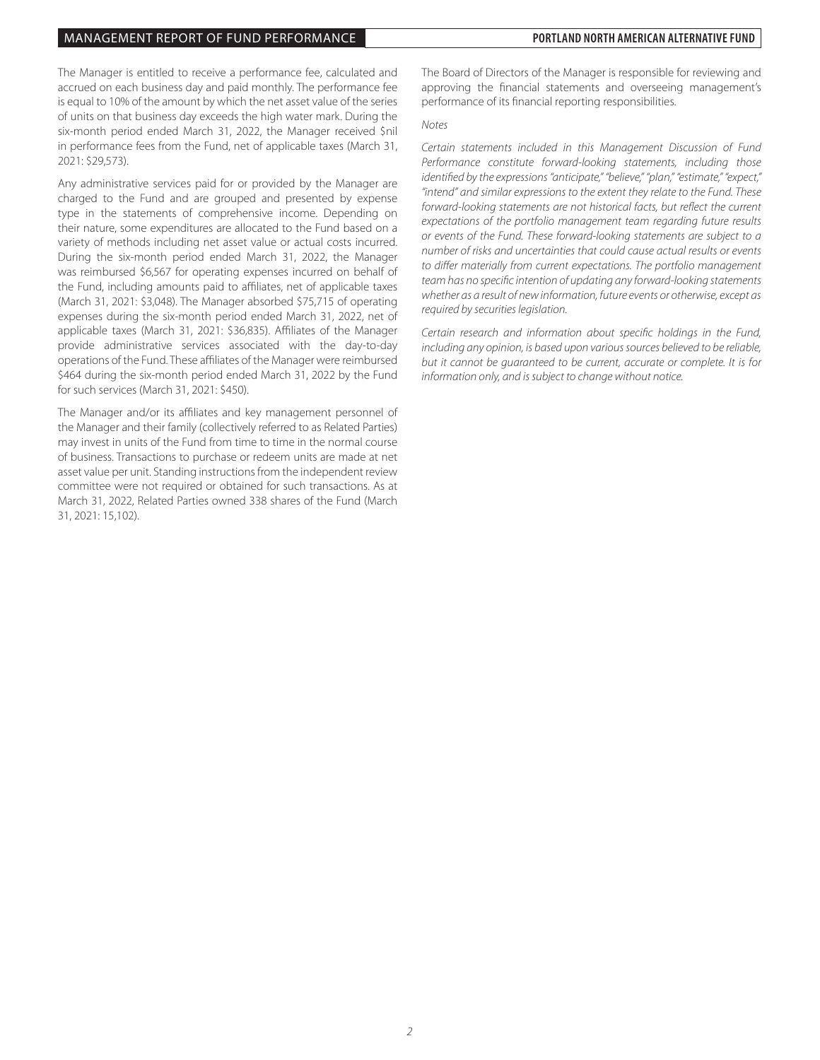The Manager is entitled to receive a performance fee, calculated and accrued on each business day and paid monthly. The performance fee is equal to 10% of the amount by which the net asset value of the series of units on that business day exceeds the high water mark. During the six-month period ended March 31, 2022, the Manager received $nil in performance fees from the Fund, net of applicable taxes (March 31, 2021: $29,573).

Any administrative services paid for or provided by the Manager are charged to the Fund and are grouped and presented by expense type in the statements of comprehensive income. Depending on their nature, some expenditures are allocated to the Fund based on a variety of methods including net asset value or actual costs incurred. During the six-month period ended March 31, 2022, the Manager was reimbursed $6,567 for operating expenses incurred on behalf of the Fund, including amounts paid to affiliates, net of applicable taxes (March 31, 2021: $3,048). The Manager absorbed $75,715 of operating expenses during the six-month period ended March 31, 2022, net of applicable taxes (March 31, 2021: $36,835). Affiliates of the Manager provide administrative services associated with the day-to-day operations of the Fund. These affiliates of the Manager were reimbursed $464 during the six-month period ended March 31, 2022 by the Fund for such services (March 31, 2021: $450).

The Manager and/or its affiliates and key management personnel of the Manager and their family (collectively referred to as Related Parties) may invest in units of the Fund from time to time in the normal course of business. Transactions to purchase or redeem units are made at net asset value per unit. Standing instructions from the independent review committee were not required or obtained for such transactions. As at March 31, 2022, Related Parties owned 338 shares of the Fund (March 31, 2021: 15,102).

The Board of Directors of the Manager is responsible for reviewing and approving the financial statements and overseeing management's performance of its financial reporting responsibilities.

*Notes*

*Certain statements included in this Management Discussion of Fund Performance constitute forward-looking statements, including those identified by the expressions "anticipate," "believe," "plan," "estimate," "expect," "intend" and similar expressions to the extent they relate to the Fund. These forward-looking statements are not historical facts, but reflect the current expectations of the portfolio management team regarding future results or events of the Fund. These forward-looking statements are subject to a number of risks and uncertainties that could cause actual results or events to differ materially from current expectations. The portfolio management team has no specific intention of updating any forward-looking statements whether as a result of new information, future events or otherwise, except as required by securities legislation.*

*Certain research and information about specific holdings in the Fund, including any opinion, is based upon various sources believed to be reliable, but it cannot be guaranteed to be current, accurate or complete. It is for information only, and is subject to change without notice.*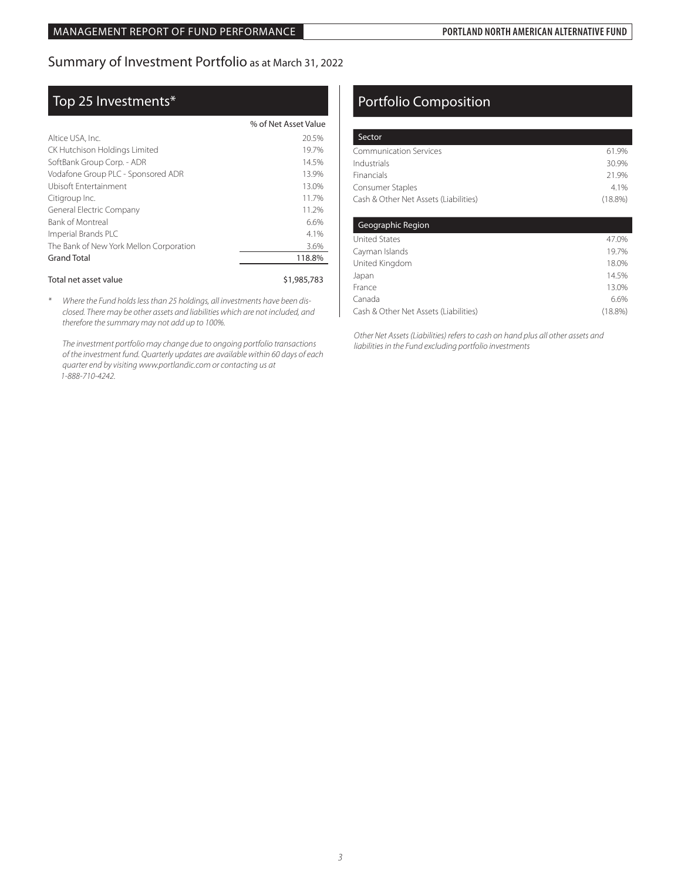## Summary of Investment Portfolio as at March 31, 2022

### Top 25 Investments*

| | % of Net Asset Value |
|---|---|
| Altice USA, Inc. | 20.5% |
| CK Hutchison Holdings Limited | 19.7% |
| SoftBank Group Corp. - ADR | 14.5% |
| Vodafone Group PLC - Sponsored ADR | 13.9% |
| Ubisoft Entertainment | 13.0% |
| Citigroup Inc. | 11.7% |
| General Electric Company | 11.2% |
| Bank of Montreal | 6.6% |
| Imperial Brands PLC | 4.1% |
| The Bank of New York Mellon Corporation | 3.6% |
| Grand Total | 118.8% |
| Total net asset value | $1,985,783 |

\* *Where the Fund holds less than 25 holdings, all investments have been disclosed. There may be other assets and liabilities which are not included, and therefore the summary may not add up to 100%.*

*The investment portfolio may change due to ongoing portfolio transactions of the investment fund. Quarterly updates are available within 60 days of each quarter end by visiting www.portlandic.com or contacting us at 1-888-710-4242.*

### Portfolio Composition

| Sector | |
|---|---|
| Communication Services | 61.9% |
| Industrials | 30.9% |
| Financials | 21.9% |
| Consumer Staples | 4.1% |
| Cash & Other Net Assets (Liabilities) | (18.8%) |

| Geographic Region | |
|---|---|
| United States | 47.0% |
| Cayman Islands | 19.7% |
| United Kingdom | 18.0% |
| Japan | 14.5% |
| France | 13.0% |
| Canada | 6.6% |
| Cash & Other Net Assets (Liabilities) | (18.8%) |

*Other Net Assets (Liabilities) refers to cash on hand plus all other assets and liabilities in the Fund excluding portfolio investments*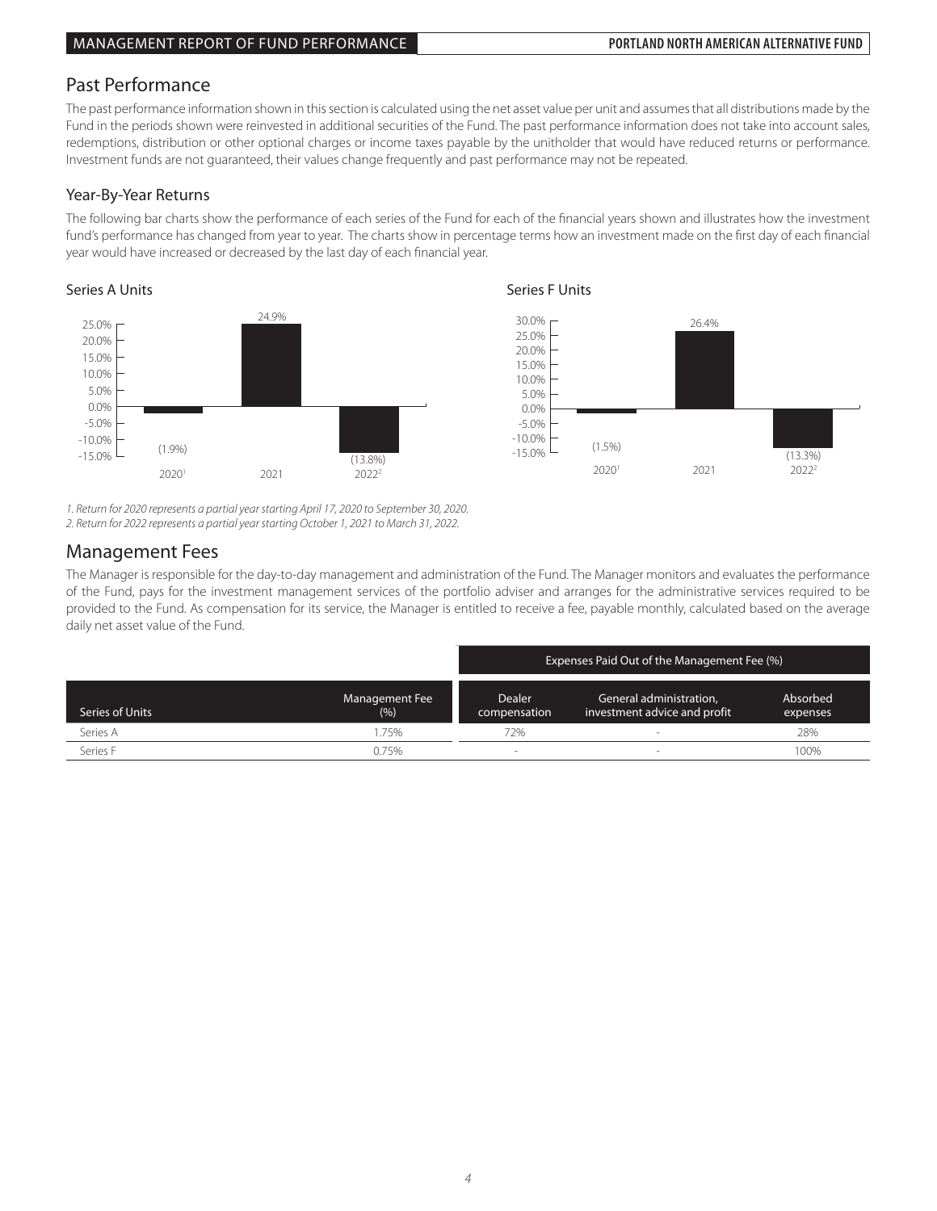## Past Performance

The past performance information shown in this section is calculated using the net asset value per unit and assumes that all distributions made by the Fund in the periods shown were reinvested in additional securities of the Fund. The past performance information does not take into account sales, redemptions, distribution or other optional charges or income taxes payable by the unitholder that would have reduced returns or performance. Investment funds are not guaranteed, their values change frequently and past performance may not be repeated.

### Year-By-Year Returns

The following bar charts show the performance of each series of the Fund for each of the financial years shown and illustrates how the investment fund's performance has changed from year to year. The charts show in percentage terms how an investment made on the first day of each financial year would have increased or decreased by the last day of each financial year.

**Series A Units**

| Year | Return |
|---|---|
| 2020[1] | (1.9%) |
| 2021 | 24.9% |
| 2022[2] | (13.8%) |

**Series F Units**

| Year | Return |
|---|---|
| 2020[1] | (1.5%) |
| 2021 | 26.4% |
| 2022[2] | (13.3%) |

*1. Return for 2020 represents a partial year starting April 17, 2020 to September 30, 2020.*
*2. Return for 2022 represents a partial year starting October 1, 2021 to March 31, 2022.*

## Management Fees

The Manager is responsible for the day-to-day management and administration of the Fund. The Manager monitors and evaluates the performance of the Fund, pays for the investment management services of the portfolio adviser and arranges for the administrative services required to be provided to the Fund. As compensation for its service, the Manager is entitled to receive a fee, payable monthly, calculated based on the average daily net asset value of the Fund.

| | | Expenses Paid Out of the Management Fee (%) | | |
|---|---|---|---|---|
| Series of Units | Management Fee (%) | Dealer compensation | General administration, investment advice and profit | Absorbed expenses |
| Series A | 1.75% | 72% | - | 28% |
| Series F | 0.75% | - | - | 100% |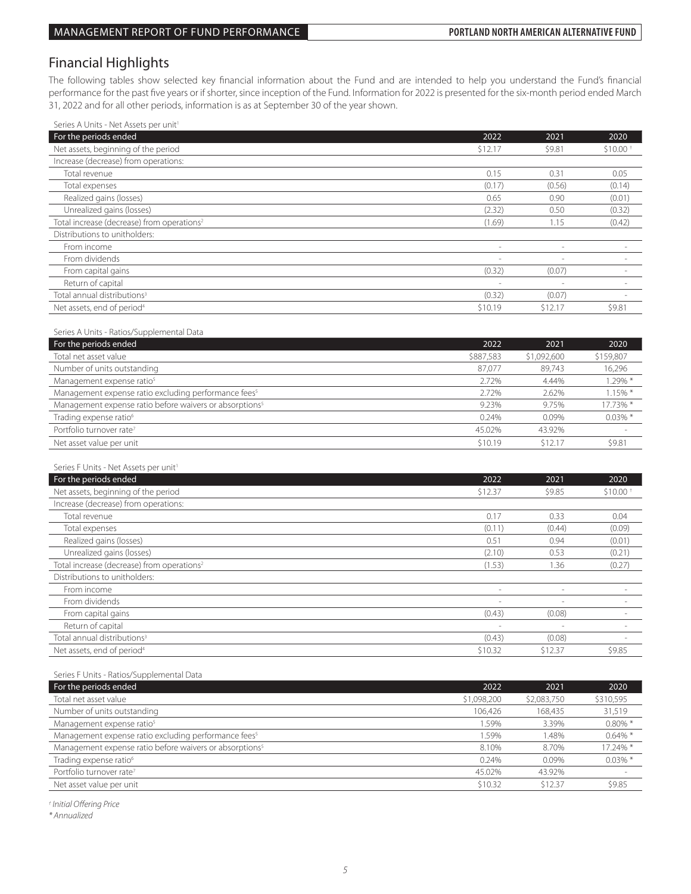## Financial Highlights

The following tables show selected key financial information about the Fund and are intended to help you understand the Fund's financial performance for the past five years or if shorter, since inception of the Fund. Information for 2022 is presented for the six-month period ended March 31, 2022 and for all other periods, information is as at September 30 of the year shown.

Series A Units - Net Assets per unit[1]

| For the periods ended | 2022 | 2021 | 2020 |
|---|---|---|---|
| Net assets, beginning of the period | $12.17 | $9.81 | $10.00 † |
| Increase (decrease) from operations: | | | |
| Total revenue | 0.15 | 0.31 | 0.05 |
| Total expenses | (0.17) | (0.56) | (0.14) |
| Realized gains (losses) | 0.65 | 0.90 | (0.01) |
| Unrealized gains (losses) | (2.32) | 0.50 | (0.32) |
| Total increase (decrease) from operations[2] | (1.69) | 1.15 | (0.42) |
| Distributions to unitholders: | | | |
| From income | - | - | - |
| From dividends | - | - | - |
| From capital gains | (0.32) | (0.07) | - |
| Return of capital | - | - | - |
| Total annual distributions[3] | (0.32) | (0.07) | - |
| Net assets, end of period[4] | $10.19 | $12.17 | $9.81 |

Series A Units - Ratios/Supplemental Data

| For the periods ended | 2022 | 2021 | 2020 |
|---|---|---|---|
| Total net asset value | $887,583 | $1,092,600 | $159,807 |
| Number of units outstanding | 87,077 | 89,743 | 16,296 |
| Management expense ratio[5] | 2.72% | 4.44% | 1.29% * |
| Management expense ratio excluding performance fees[5] | 2.72% | 2.62% | 1.15% * |
| Management expense ratio before waivers or absorptions[5] | 9.23% | 9.75% | 17.73% * |
| Trading expense ratio[6] | 0.24% | 0.09% | 0.03% * |
| Portfolio turnover rate[7] | 45.02% | 43.92% | - |
| Net asset value per unit | $10.19 | $12.17 | $9.81 |

Series F Units - Net Assets per unit[1]

| For the periods ended | 2022 | 2021 | 2020 |
|---|---|---|---|
| Net assets, beginning of the period | $12.37 | $9.85 | $10.00 † |
| Increase (decrease) from operations: | | | |
| Total revenue | 0.17 | 0.33 | 0.04 |
| Total expenses | (0.11) | (0.44) | (0.09) |
| Realized gains (losses) | 0.51 | 0.94 | (0.01) |
| Unrealized gains (losses) | (2.10) | 0.53 | (0.21) |
| Total increase (decrease) from operations[2] | (1.53) | 1.36 | (0.27) |
| Distributions to unitholders: | | | |
| From income | - | - | - |
| From dividends | - | - | - |
| From capital gains | (0.43) | (0.08) | - |
| Return of capital | - | - | - |
| Total annual distributions[3] | (0.43) | (0.08) | - |
| Net assets, end of period[4] | $10.32 | $12.37 | $9.85 |

Series F Units - Ratios/Supplemental Data

| For the periods ended | 2022 | 2021 | 2020 |
|---|---|---|---|
| Total net asset value | $1,098,200 | $2,083,750 | $310,595 |
| Number of units outstanding | 106,426 | 168,435 | 31,519 |
| Management expense ratio[5] | 1.59% | 3.39% | 0.80% * |
| Management expense ratio excluding performance fees[5] | 1.59% | 1.48% | 0.64% * |
| Management expense ratio before waivers or absorptions[5] | 8.10% | 8.70% | 17.24% * |
| Trading expense ratio[6] | 0.24% | 0.09% | 0.03% * |
| Portfolio turnover rate[7] | 45.02% | 43.92% | - |
| Net asset value per unit | $10.32 | $12.37 | $9.85 |

*† Initial Offering Price*

*\* Annualized*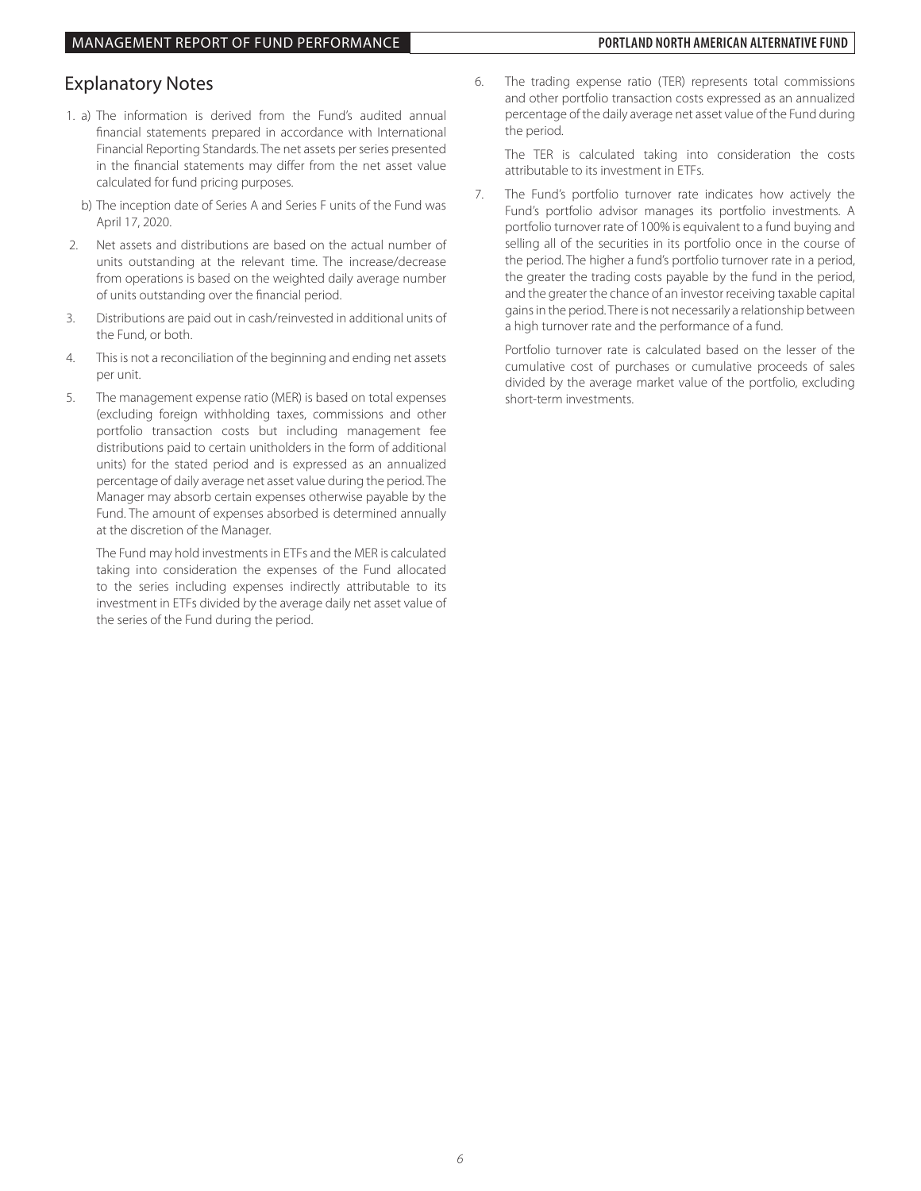## Explanatory Notes

1. a) The information is derived from the Fund's audited annual financial statements prepared in accordance with International Financial Reporting Standards. The net assets per series presented in the financial statements may differ from the net asset value calculated for fund pricing purposes.

   b) The inception date of Series A and Series F units of the Fund was April 17, 2020.

2. Net assets and distributions are based on the actual number of units outstanding at the relevant time. The increase/decrease from operations is based on the weighted daily average number of units outstanding over the financial period.

3. Distributions are paid out in cash/reinvested in additional units of the Fund, or both.

4. This is not a reconciliation of the beginning and ending net assets per unit.

5. The management expense ratio (MER) is based on total expenses (excluding foreign withholding taxes, commissions and other portfolio transaction costs but including management fee distributions paid to certain unitholders in the form of additional units) for the stated period and is expressed as an annualized percentage of daily average net asset value during the period. The Manager may absorb certain expenses otherwise payable by the Fund. The amount of expenses absorbed is determined annually at the discretion of the Manager.

   The Fund may hold investments in ETFs and the MER is calculated taking into consideration the expenses of the Fund allocated to the series including expenses indirectly attributable to its investment in ETFs divided by the average daily net asset value of the series of the Fund during the period.

6. The trading expense ratio (TER) represents total commissions and other portfolio transaction costs expressed as an annualized percentage of the daily average net asset value of the Fund during the period.

   The TER is calculated taking into consideration the costs attributable to its investment in ETFs.

7. The Fund's portfolio turnover rate indicates how actively the Fund's portfolio advisor manages its portfolio investments. A portfolio turnover rate of 100% is equivalent to a fund buying and selling all of the securities in its portfolio once in the course of the period. The higher a fund's portfolio turnover rate in a period, the greater the trading costs payable by the fund in the period, and the greater the chance of an investor receiving taxable capital gains in the period. There is not necessarily a relationship between a high turnover rate and the performance of a fund.

   Portfolio turnover rate is calculated based on the lesser of the cumulative cost of purchases or cumulative proceeds of sales divided by the average market value of the portfolio, excluding short-term investments.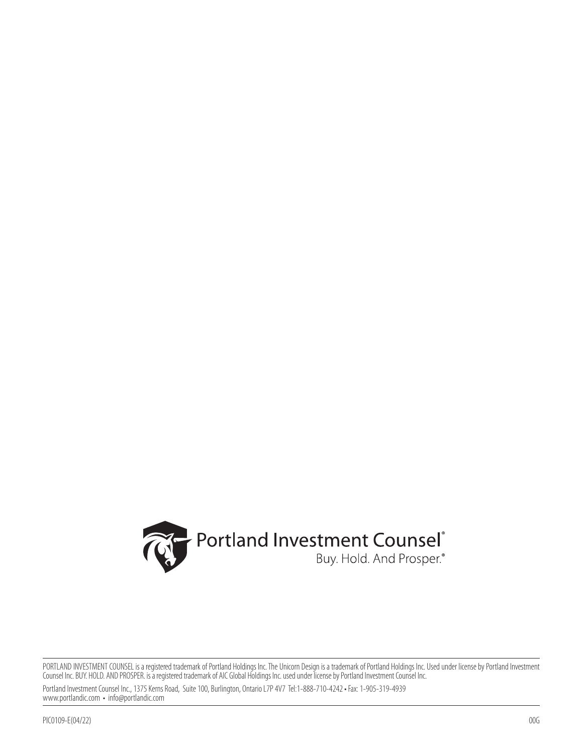Portland Investment Counsel®

Buy. Hold. And Prosper.®

PORTLAND INVESTMENT COUNSEL is a registered trademark of Portland Holdings Inc. The Unicorn Design is a trademark of Portland Holdings Inc. Used under license by Portland Investment Counsel Inc. BUY. HOLD. AND PROSPER. is a registered trademark of AIC Global Holdings Inc. used under license by Portland Investment Counsel Inc.

Portland Investment Counsel Inc., 1375 Kerns Road, Suite 100, Burlington, Ontario L7P 4V7 Tel:1-888-710-4242 • Fax: 1-905-319-4939
www.portlandic.com • info@portlandic.com

PIC0109-E(04/22) 00G